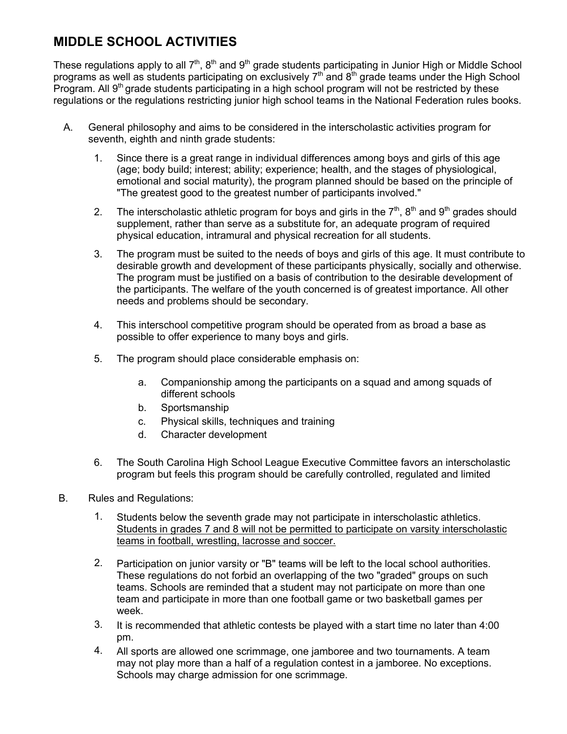# MIDDLE SCHOOL ACTIVITIES

These regulations apply to all 7th, 8th and 9th grade students participating in Junior High or Middle School programs as well as students participating on exclusively 7th and 8th grade teams under the High School Program. All 9th grade students participating in a high school program will not be restricted by these regulations or the regulations restricting junior high school teams in the National Federation rules books.

A. General philosophy and aims to be considered in the interscholastic activities program for seventh, eighth and ninth grade students:

   1. Since there is a great range in individual differences among boys and girls of this age (age; body build; interest; ability; experience; health, and the stages of physiological, emotional and social maturity), the program planned should be based on the principle of "The greatest good to the greatest number of participants involved."

   2. The interscholastic athletic program for boys and girls in the 7th, 8th and 9th grades should supplement, rather than serve as a substitute for, an adequate program of required physical education, intramural and physical recreation for all students.

   3. The program must be suited to the needs of boys and girls of this age. It must contribute to desirable growth and development of these participants physically, socially and otherwise. The program must be justified on a basis of contribution to the desirable development of the participants. The welfare of the youth concerned is of greatest importance. All other needs and problems should be secondary.

   4. This interschool competitive program should be operated from as broad a base as possible to offer experience to many boys and girls.

   5. The program should place considerable emphasis on:

      a. Companionship among the participants on a squad and among squads of different schools
      b. Sportsmanship
      c. Physical skills, techniques and training
      d. Character development

   6. The South Carolina High School League Executive Committee favors an interscholastic program but feels this program should be carefully controlled, regulated and limited

B. Rules and Regulations:

   1. Students below the seventh grade may not participate in interscholastic athletics. <u>Students in grades 7 and 8 will not be permitted to participate on varsity interscholastic teams in football, wrestling, lacrosse and soccer.</u>

   2. Participation on junior varsity or "B" teams will be left to the local school authorities. These regulations do not forbid an overlapping of the two "graded" groups on such teams. Schools are reminded that a student may not participate on more than one team and participate in more than one football game or two basketball games per week.

   3. It is recommended that athletic contests be played with a start time no later than 4:00 pm.

   4. All sports are allowed one scrimmage, one jamboree and two tournaments. A team may not play more than a half of a regulation contest in a jamboree. No exceptions. Schools may charge admission for one scrimmage.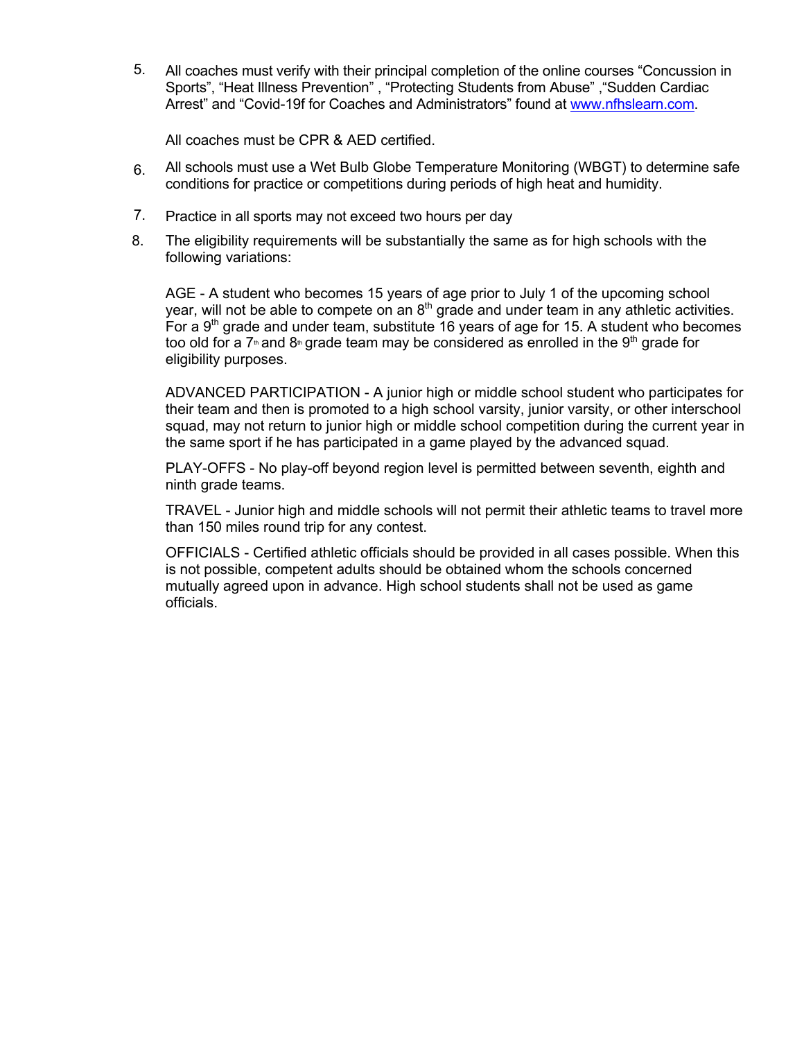5. All coaches must verify with their principal completion of the online courses "Concussion in Sports", "Heat Illness Prevention" , "Protecting Students from Abuse" ,"Sudden Cardiac Arrest" and "Covid-19f for Coaches and Administrators" found at www.nfhslearn.com.

   All coaches must be CPR & AED certified.

6. All schools must use a Wet Bulb Globe Temperature Monitoring (WBGT) to determine safe conditions for practice or competitions during periods of high heat and humidity.

7. Practice in all sports may not exceed two hours per day

8. The eligibility requirements will be substantially the same as for high schools with the following variations:

   AGE - A student who becomes 15 years of age prior to July 1 of the upcoming school year, will not be able to compete on an 8th grade and under team in any athletic activities. For a 9th grade and under team, substitute 16 years of age for 15. A student who becomes too old for a 7th and 8th grade team may be considered as enrolled in the 9th grade for eligibility purposes.

   ADVANCED PARTICIPATION - A junior high or middle school student who participates for their team and then is promoted to a high school varsity, junior varsity, or other interschool squad, may not return to junior high or middle school competition during the current year in the same sport if he has participated in a game played by the advanced squad.

   PLAY-OFFS - No play-off beyond region level is permitted between seventh, eighth and ninth grade teams.

   TRAVEL - Junior high and middle schools will not permit their athletic teams to travel more than 150 miles round trip for any contest.

   OFFICIALS - Certified athletic officials should be provided in all cases possible. When this is not possible, competent adults should be obtained whom the schools concerned mutually agreed upon in advance. High school students shall not be used as game officials.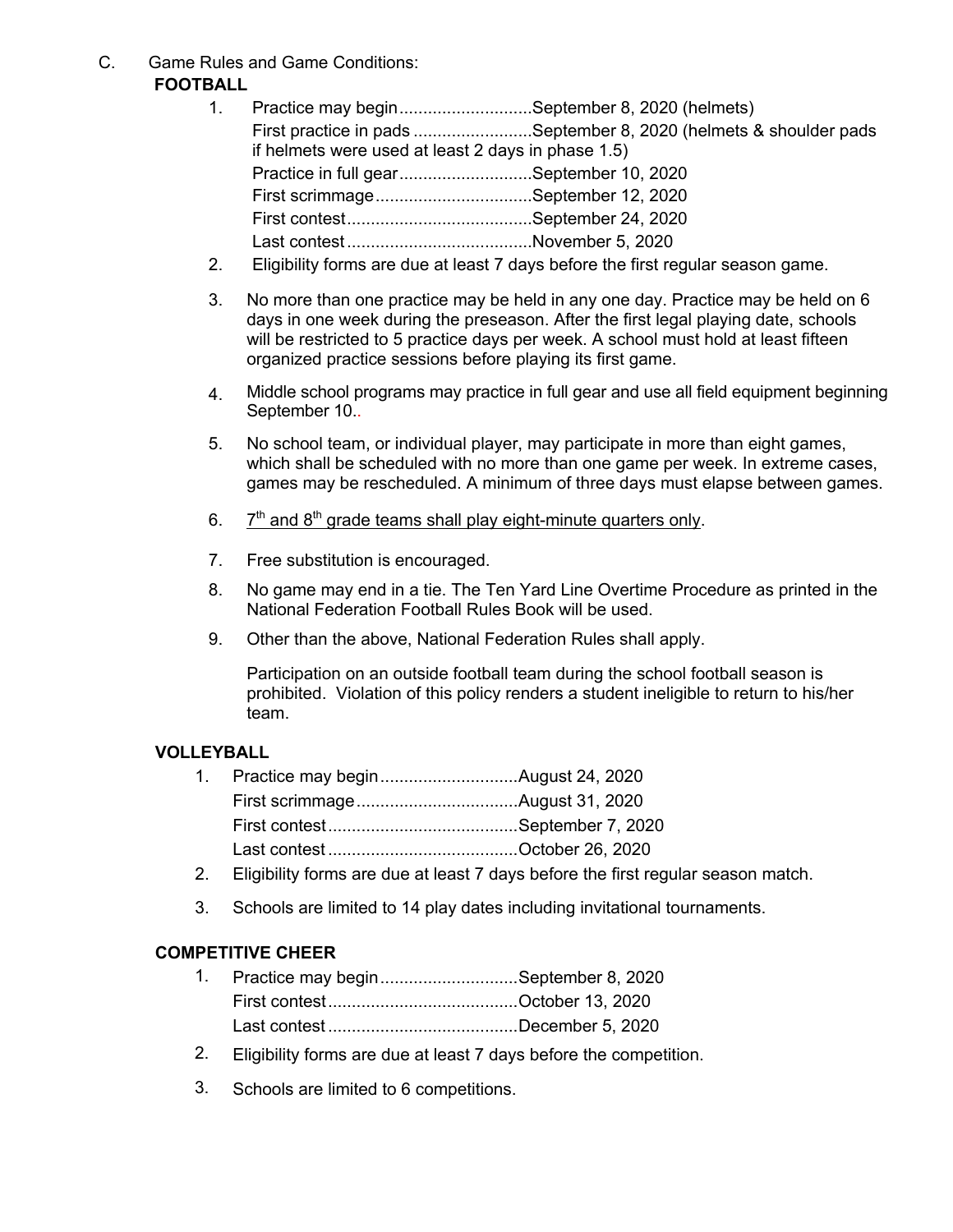C. Game Rules and Game Conditions:

**FOOTBALL**

1. Practice may begin............................September 8, 2020 (helmets)
   First practice in pads .........................September 8, 2020 (helmets & shoulder pads if helmets were used at least 2 days in phase 1.5)
   Practice in full gear............................September 10, 2020
   First scrimmage.................................September 12, 2020
   First contest.......................................September 24, 2020
   Last contest.......................................November 5, 2020
2. Eligibility forms are due at least 7 days before the first regular season game.
3. No more than one practice may be held in any one day. Practice may be held on 6 days in one week during the preseason. After the first legal playing date, schools will be restricted to 5 practice days per week. A school must hold at least fifteen organized practice sessions before playing its first game.
4. Middle school programs may practice in full gear and use all field equipment beginning September 10..
5. No school team, or individual player, may participate in more than eight games, which shall be scheduled with no more than one game per week. In extreme cases, games may be rescheduled. A minimum of three days must elapse between games.
6. <u>7th and 8th grade teams shall play eight-minute quarters only</u>.
7. Free substitution is encouraged.
8. No game may end in a tie. The Ten Yard Line Overtime Procedure as printed in the National Federation Football Rules Book will be used.
9. Other than the above, National Federation Rules shall apply.

   Participation on an outside football team during the school football season is prohibited. Violation of this policy renders a student ineligible to return to his/her team.

**VOLLEYBALL**

1. Practice may begin.............................August 24, 2020
   First scrimmage..................................August 31, 2020
   First contest........................................September 7, 2020
   Last contest ........................................October 26, 2020
2. Eligibility forms are due at least 7 days before the first regular season match.
3. Schools are limited to 14 play dates including invitational tournaments.

**COMPETITIVE CHEER**

1. Practice may begin.............................September 8, 2020
   First contest........................................October 13, 2020
   Last contest ........................................December 5, 2020
2. Eligibility forms are due at least 7 days before the competition.
3. Schools are limited to 6 competitions.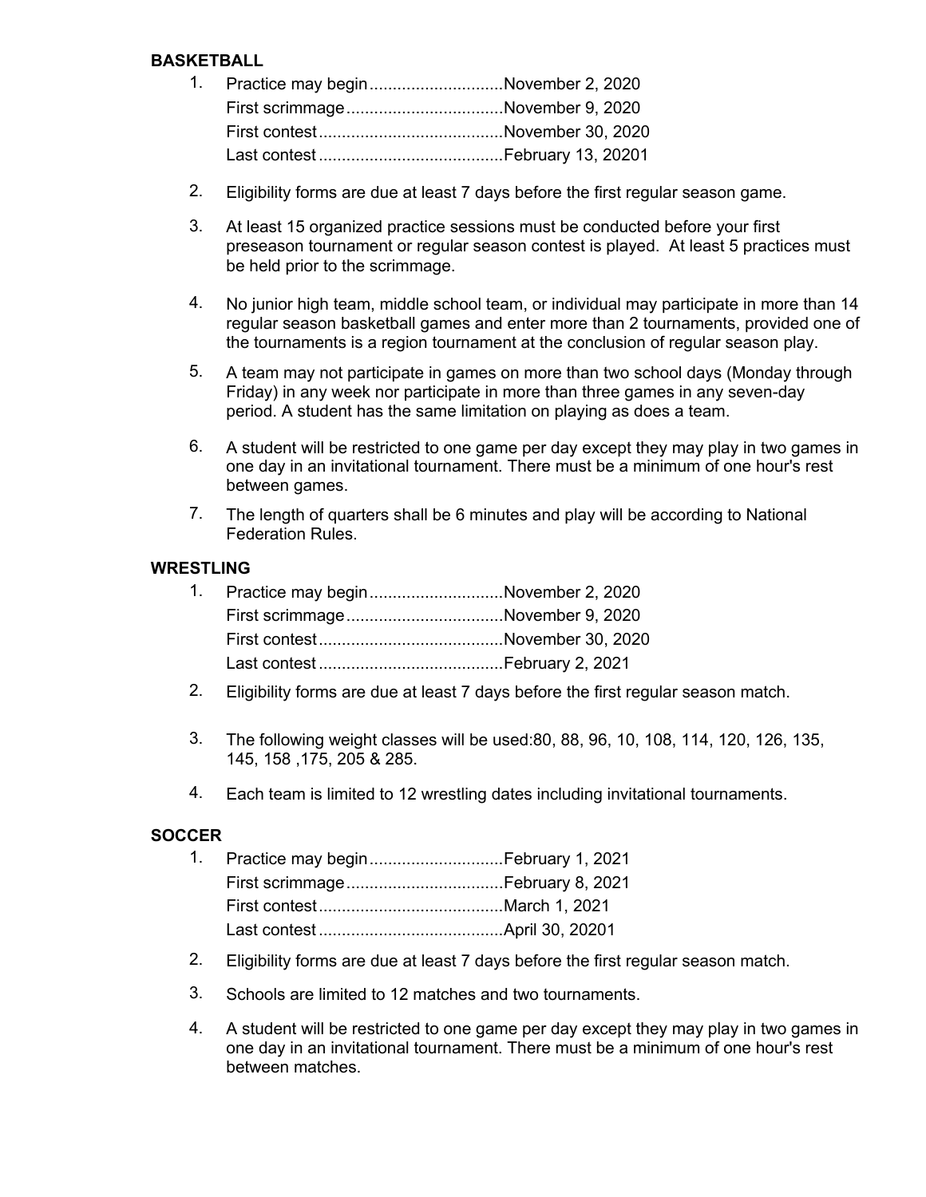**BASKETBALL**

1. Practice may begin............................November 2, 2020
   First scrimmage.................................November 9, 2020
   First contest.......................................November 30, 2020
   Last contest.......................................February 13, 20201

2. Eligibility forms are due at least 7 days before the first regular season game.

3. At least 15 organized practice sessions must be conducted before your first preseason tournament or regular season contest is played. At least 5 practices must be held prior to the scrimmage.

4. No junior high team, middle school team, or individual may participate in more than 14 regular season basketball games and enter more than 2 tournaments, provided one of the tournaments is a region tournament at the conclusion of regular season play.

5. A team may not participate in games on more than two school days (Monday through Friday) in any week nor participate in more than three games in any seven-day period. A student has the same limitation on playing as does a team.

6. A student will be restricted to one game per day except they may play in two games in one day in an invitational tournament. There must be a minimum of one hour's rest between games.

7. The length of quarters shall be 6 minutes and play will be according to National Federation Rules.

**WRESTLING**

1. Practice may begin............................November 2, 2020
   First scrimmage.................................November 9, 2020
   First contest.......................................November 30, 2020
   Last contest.......................................February 2, 2021

2. Eligibility forms are due at least 7 days before the first regular season match.

3. The following weight classes will be used:80, 88, 96, 10, 108, 114, 120, 126, 135, 145, 158 ,175, 205 & 285.

4. Each team is limited to 12 wrestling dates including invitational tournaments.

**SOCCER**

1. Practice may begin............................February 1, 2021
   First scrimmage.................................February 8, 2021
   First contest.......................................March 1, 2021
   Last contest.......................................April 30, 20201

2. Eligibility forms are due at least 7 days before the first regular season match.

3. Schools are limited to 12 matches and two tournaments.

4. A student will be restricted to one game per day except they may play in two games in one day in an invitational tournament. There must be a minimum of one hour's rest between matches.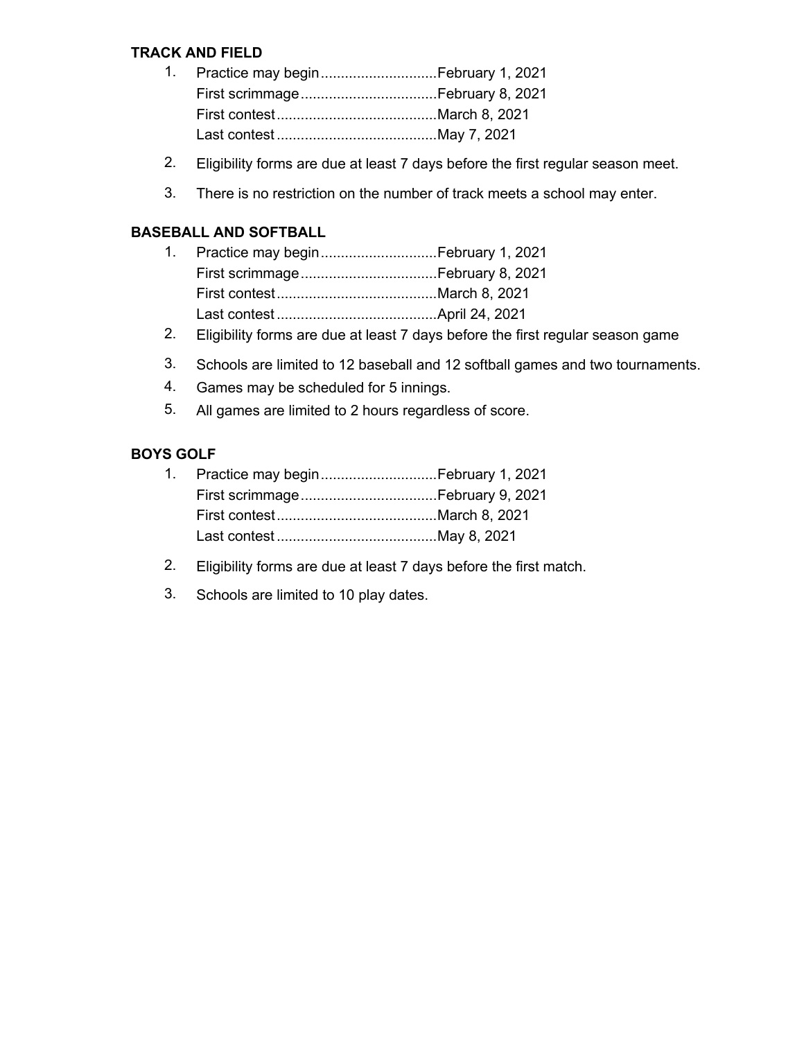**TRACK AND FIELD**

1. Practice may begin............................February 1, 2021
   First scrimmage.................................February 8, 2021
   First contest.......................................March 8, 2021
   Last contest.......................................May 7, 2021
2. Eligibility forms are due at least 7 days before the first regular season meet.
3. There is no restriction on the number of track meets a school may enter.

**BASEBALL AND SOFTBALL**

1. Practice may begin............................February 1, 2021
   First scrimmage.................................February 8, 2021
   First contest.......................................March 8, 2021
   Last contest.......................................April 24, 2021
2. Eligibility forms are due at least 7 days before the first regular season game
3. Schools are limited to 12 baseball and 12 softball games and two tournaments.
4. Games may be scheduled for 5 innings.
5. All games are limited to 2 hours regardless of score.

**BOYS GOLF**

1. Practice may begin............................February 1, 2021
   First scrimmage.................................February 9, 2021
   First contest.......................................March 8, 2021
   Last contest.......................................May 8, 2021
2. Eligibility forms are due at least 7 days before the first match.
3. Schools are limited to 10 play dates.